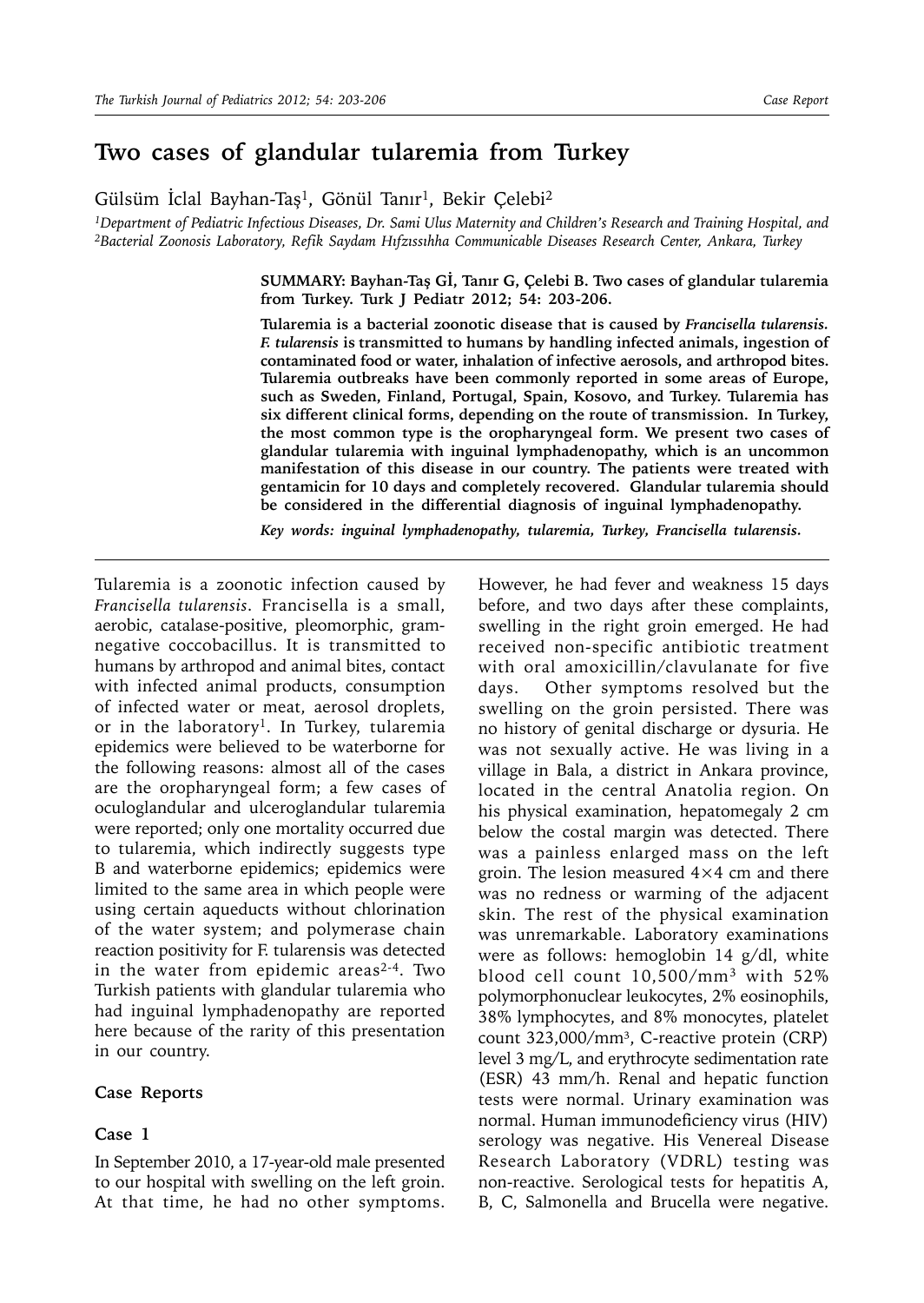# Two cases of glandular tularemia from Turkey

Gülsüm İclal Bayhan-Taş[1], Gönül Tanır[1], Bekir Çelebi[2]

*[1]Department of Pediatric Infectious Diseases, Dr. Sami Ulus Maternity and Children's Research and Training Hospital, and [2]Bacterial Zoonosis Laboratory, Refik Saydam Hıfzıssıhha Communicable Diseases Research Center, Ankara, Turkey*

**SUMMARY: Bayhan-Taş Gİ, Tanır G, Çelebi B. Two cases of glandular tularemia from Turkey. Turk J Pediatr 2012; 54: 203-206.**

**Tularemia is a bacterial zoonotic disease that is caused by *Francisella tularensis*. *F. tularensis* is transmitted to humans by handling infected animals, ingestion of contaminated food or water, inhalation of infective aerosols, and arthropod bites. Tularemia outbreaks have been commonly reported in some areas of Europe, such as Sweden, Finland, Portugal, Spain, Kosovo, and Turkey. Tularemia has six different clinical forms, depending on the route of transmission. In Turkey, the most common type is the oropharyngeal form. We present two cases of glandular tularemia with inguinal lymphadenopathy, which is an uncommon manifestation of this disease in our country. The patients were treated with gentamicin for 10 days and completely recovered. Glandular tularemia should be considered in the differential diagnosis of inguinal lymphadenopathy.**

***Key words: inguinal lymphadenopathy, tularemia, Turkey, Francisella tularensis.***

Tularemia is a zoonotic infection caused by *Francisella tularensis*. Francisella is a small, aerobic, catalase-positive, pleomorphic, gram-negative coccobacillus. It is transmitted to humans by arthropod and animal bites, contact with infected animal products, consumption of infected water or meat, aerosol droplets, or in the laboratory[1]. In Turkey, tularemia epidemics were believed to be waterborne for the following reasons: almost all of the cases are the oropharyngeal form; a few cases of oculoglandular and ulceroglandular tularemia were reported; only one mortality occurred due to tularemia, which indirectly suggests type B and waterborne epidemics; epidemics were limited to the same area in which people were using certain aqueducts without chlorination of the water system; and polymerase chain reaction positivity for F. tularensis was detected in the water from epidemic areas[2-4]. Two Turkish patients with glandular tularemia who had inguinal lymphadenopathy are reported here because of the rarity of this presentation in our country.

## Case Reports

### Case 1

In September 2010, a 17-year-old male presented to our hospital with swelling on the left groin. At that time, he had no other symptoms. However, he had fever and weakness 15 days before, and two days after these complaints, swelling in the right groin emerged. He had received non-specific antibiotic treatment with oral amoxicillin/clavulanate for five days. Other symptoms resolved but the swelling on the groin persisted. There was no history of genital discharge or dysuria. He was not sexually active. He was living in a village in Bala, a district in Ankara province, located in the central Anatolia region. On his physical examination, hepatomegaly 2 cm below the costal margin was detected. There was a painless enlarged mass on the left groin. The lesion measured 4×4 cm and there was no redness or warming of the adjacent skin. The rest of the physical examination was unremarkable. Laboratory examinations were as follows: hemoglobin 14 g/dl, white blood cell count 10,500/mm$^3$ with 52% polymorphonuclear leukocytes, 2% eosinophils, 38% lymphocytes, and 8% monocytes, platelet count 323,000/mm$^3$, C-reactive protein (CRP) level 3 mg/L, and erythrocyte sedimentation rate (ESR) 43 mm/h. Renal and hepatic function tests were normal. Urinary examination was normal. Human immunodeficiency virus (HIV) serology was negative. His Venereal Disease Research Laboratory (VDRL) testing was non-reactive. Serological tests for hepatitis A, B, C, Salmonella and Brucella were negative.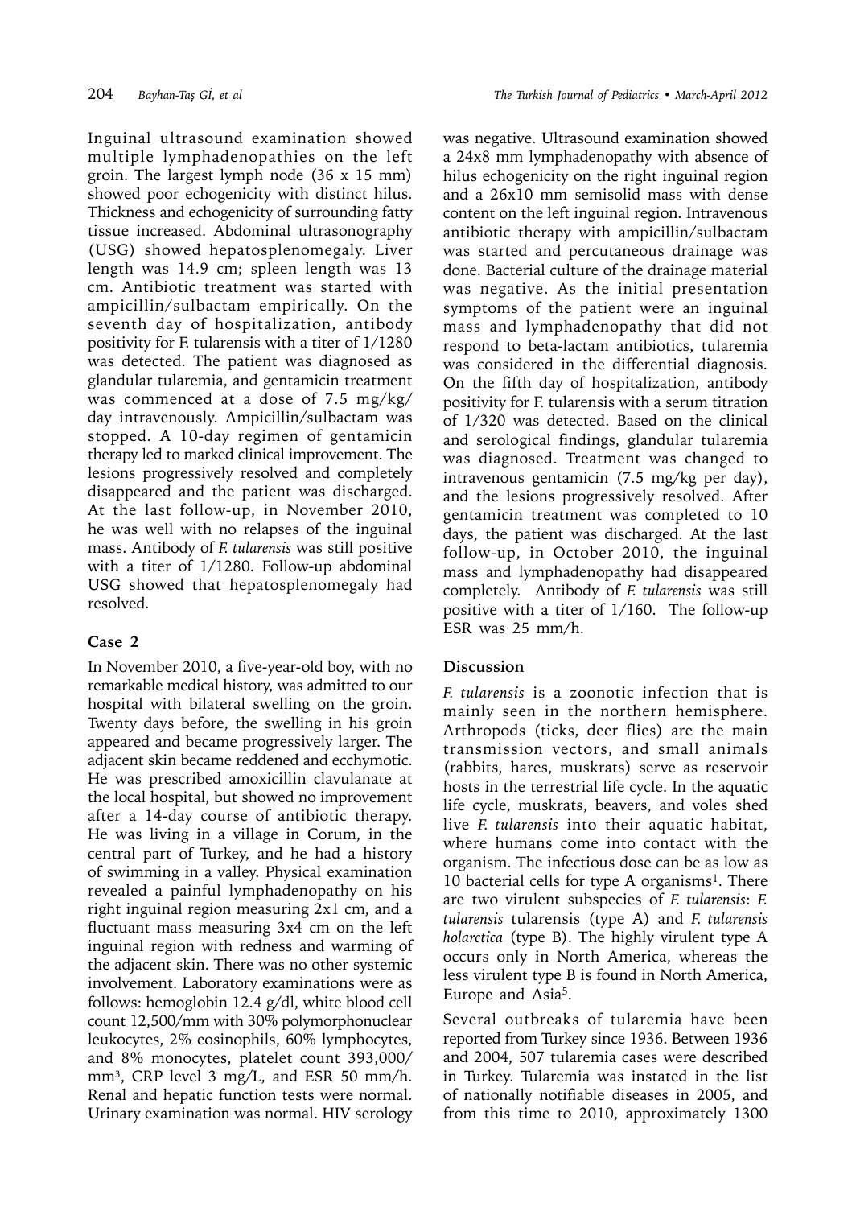Inguinal ultrasound examination showed multiple lymphadenopathies on the left groin. The largest lymph node (36 x 15 mm) showed poor echogenicity with distinct hilus. Thickness and echogenicity of surrounding fatty tissue increased. Abdominal ultrasonography (USG) showed hepatosplenomegaly. Liver length was 14.9 cm; spleen length was 13 cm. Antibiotic treatment was started with ampicillin/sulbactam empirically. On the seventh day of hospitalization, antibody positivity for F. tularensis with a titer of 1/1280 was detected. The patient was diagnosed as glandular tularemia, and gentamicin treatment was commenced at a dose of 7.5 mg/kg/day intravenously. Ampicillin/sulbactam was stopped. A 10-day regimen of gentamicin therapy led to marked clinical improvement. The lesions progressively resolved and completely disappeared and the patient was discharged. At the last follow-up, in November 2010, he was well with no relapses of the inguinal mass. Antibody of *F. tularensis* was still positive with a titer of 1/1280. Follow-up abdominal USG showed that hepatosplenomegaly had resolved.

## Case 2

In November 2010, a five-year-old boy, with no remarkable medical history, was admitted to our hospital with bilateral swelling on the groin. Twenty days before, the swelling in his groin appeared and became progressively larger. The adjacent skin became reddened and ecchymotic. He was prescribed amoxicillin clavulanate at the local hospital, but showed no improvement after a 14-day course of antibiotic therapy. He was living in a village in Corum, in the central part of Turkey, and he had a history of swimming in a valley. Physical examination revealed a painful lymphadenopathy on his right inguinal region measuring 2x1 cm, and a fluctuant mass measuring 3x4 cm on the left inguinal region with redness and warming of the adjacent skin. There was no other systemic involvement. Laboratory examinations were as follows: hemoglobin 12.4 g/dl, white blood cell count 12,500/mm with 30% polymorphonuclear leukocytes, 2% eosinophils, 60% lymphocytes, and 8% monocytes, platelet count 393,000/$mm^3$, CRP level 3 mg/L, and ESR 50 mm/h. Renal and hepatic function tests were normal. Urinary examination was normal. HIV serology was negative. Ultrasound examination showed a 24x8 mm lymphadenopathy with absence of hilus echogenicity on the right inguinal region and a 26x10 mm semisolid mass with dense content on the left inguinal region. Intravenous antibiotic therapy with ampicillin/sulbactam was started and percutaneous drainage was done. Bacterial culture of the drainage material was negative. As the initial presentation symptoms of the patient were an inguinal mass and lymphadenopathy that did not respond to beta-lactam antibiotics, tularemia was considered in the differential diagnosis. On the fifth day of hospitalization, antibody positivity for F. tularensis with a serum titration of 1/320 was detected. Based on the clinical and serological findings, glandular tularemia was diagnosed. Treatment was changed to intravenous gentamicin (7.5 mg/kg per day), and the lesions progressively resolved. After gentamicin treatment was completed to 10 days, the patient was discharged. At the last follow-up, in October 2010, the inguinal mass and lymphadenopathy had disappeared completely. Antibody of *F. tularensis* was still positive with a titer of 1/160. The follow-up ESR was 25 mm/h.

## Discussion

*F. tularensis* is a zoonotic infection that is mainly seen in the northern hemisphere. Arthropods (ticks, deer flies) are the main transmission vectors, and small animals (rabbits, hares, muskrats) serve as reservoir hosts in the terrestrial life cycle. In the aquatic life cycle, muskrats, beavers, and voles shed live *F. tularensis* into their aquatic habitat, where humans come into contact with the organism. The infectious dose can be as low as 10 bacterial cells for type A organisms[1]. There are two virulent subspecies of *F. tularensis*: *F. tularensis* tularensis (type A) and *F. tularensis holarctica* (type B). The highly virulent type A occurs only in North America, whereas the less virulent type B is found in North America, Europe and Asia[5].

Several outbreaks of tularemia have been reported from Turkey since 1936. Between 1936 and 2004, 507 tularemia cases were described in Turkey. Tularemia was instated in the list of nationally notifiable diseases in 2005, and from this time to 2010, approximately 1300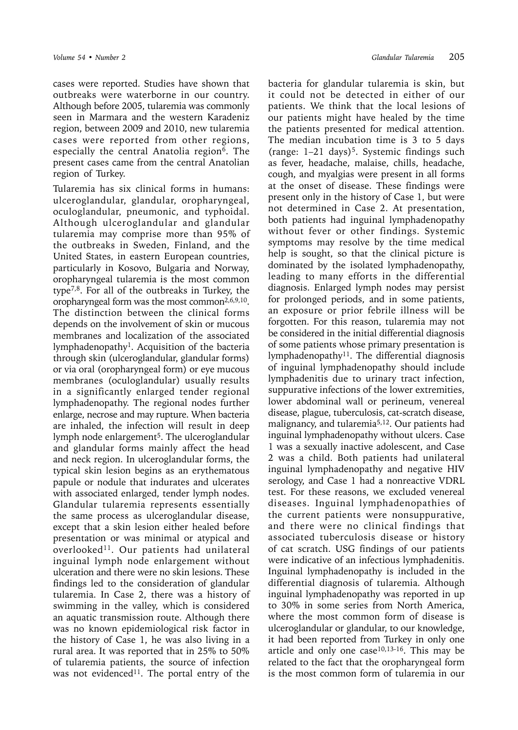cases were reported. Studies have shown that outbreaks were waterborne in our country. Although before 2005, tularemia was commonly seen in Marmara and the western Karadeniz region, between 2009 and 2010, new tularemia cases were reported from other regions, especially the central Anatolia region[6]. The present cases came from the central Anatolian region of Turkey.

Tularemia has six clinical forms in humans: ulceroglandular, glandular, oropharyngeal, oculoglandular, pneumonic, and typhoidal. Although ulceroglandular and glandular tularemia may comprise more than 95% of the outbreaks in Sweden, Finland, and the United States, in eastern European countries, particularly in Kosovo, Bulgaria and Norway, oropharyngeal tularemia is the most common type[7,8]. For all of the outbreaks in Turkey, the oropharyngeal form was the most common[2,6,9,10]. The distinction between the clinical forms depends on the involvement of skin or mucous membranes and localization of the associated lymphadenopathy[1]. Acquisition of the bacteria through skin (ulceroglandular, glandular forms) or via oral (oropharyngeal form) or eye mucous membranes (oculoglandular) usually results in a significantly enlarged tender regional lymphadenopathy. The regional nodes further enlarge, necrose and may rupture. When bacteria are inhaled, the infection will result in deep lymph node enlargement[5]. The ulceroglandular and glandular forms mainly affect the head and neck region. In ulceroglandular forms, the typical skin lesion begins as an erythematous papule or nodule that indurates and ulcerates with associated enlarged, tender lymph nodes. Glandular tularemia represents essentially the same process as ulceroglandular disease, except that a skin lesion either healed before presentation or was minimal or atypical and overlooked[11]. Our patients had unilateral inguinal lymph node enlargement without ulceration and there were no skin lesions. These findings led to the consideration of glandular tularemia. In Case 2, there was a history of swimming in the valley, which is considered an aquatic transmission route. Although there was no known epidemiological risk factor in the history of Case 1, he was also living in a rural area. It was reported that in 25% to 50% of tularemia patients, the source of infection was not evidenced[11]. The portal entry of the bacteria for glandular tularemia is skin, but it could not be detected in either of our patients. We think that the local lesions of our patients might have healed by the time the patients presented for medical attention. The median incubation time is 3 to 5 days (range: 1–21 days)[5]. Systemic findings such as fever, headache, malaise, chills, headache, cough, and myalgias were present in all forms at the onset of disease. These findings were present only in the history of Case 1, but were not determined in Case 2. At presentation, both patients had inguinal lymphadenopathy without fever or other findings. Systemic symptoms may resolve by the time medical help is sought, so that the clinical picture is dominated by the isolated lymphadenopathy, leading to many efforts in the differential diagnosis. Enlarged lymph nodes may persist for prolonged periods, and in some patients, an exposure or prior febrile illness will be forgotten. For this reason, tularemia may not be considered in the initial differential diagnosis of some patients whose primary presentation is lymphadenopathy[11]. The differential diagnosis of inguinal lymphadenopathy should include lymphadenitis due to urinary tract infection, suppurative infections of the lower extremities, lower abdominal wall or perineum, venereal disease, plague, tuberculosis, cat-scratch disease, malignancy, and tularemia[5,12]. Our patients had inguinal lymphadenopathy without ulcers. Case 1 was a sexually inactive adolescent, and Case 2 was a child. Both patients had unilateral inguinal lymphadenopathy and negative HIV serology, and Case 1 had a nonreactive VDRL test. For these reasons, we excluded venereal diseases. Inguinal lymphadenopathies of the current patients were nonsuppurative, and there were no clinical findings that associated tuberculosis disease or history of cat scratch. USG findings of our patients were indicative of an infectious lymphadenitis. Inguinal lymphadenopathy is included in the differential diagnosis of tularemia. Although inguinal lymphadenopathy was reported in up to 30% in some series from North America, where the most common form of disease is ulceroglandular or glandular, to our knowledge, it had been reported from Turkey in only one article and only one case[10,13-16]. This may be related to the fact that the oropharyngeal form is the most common form of tularemia in our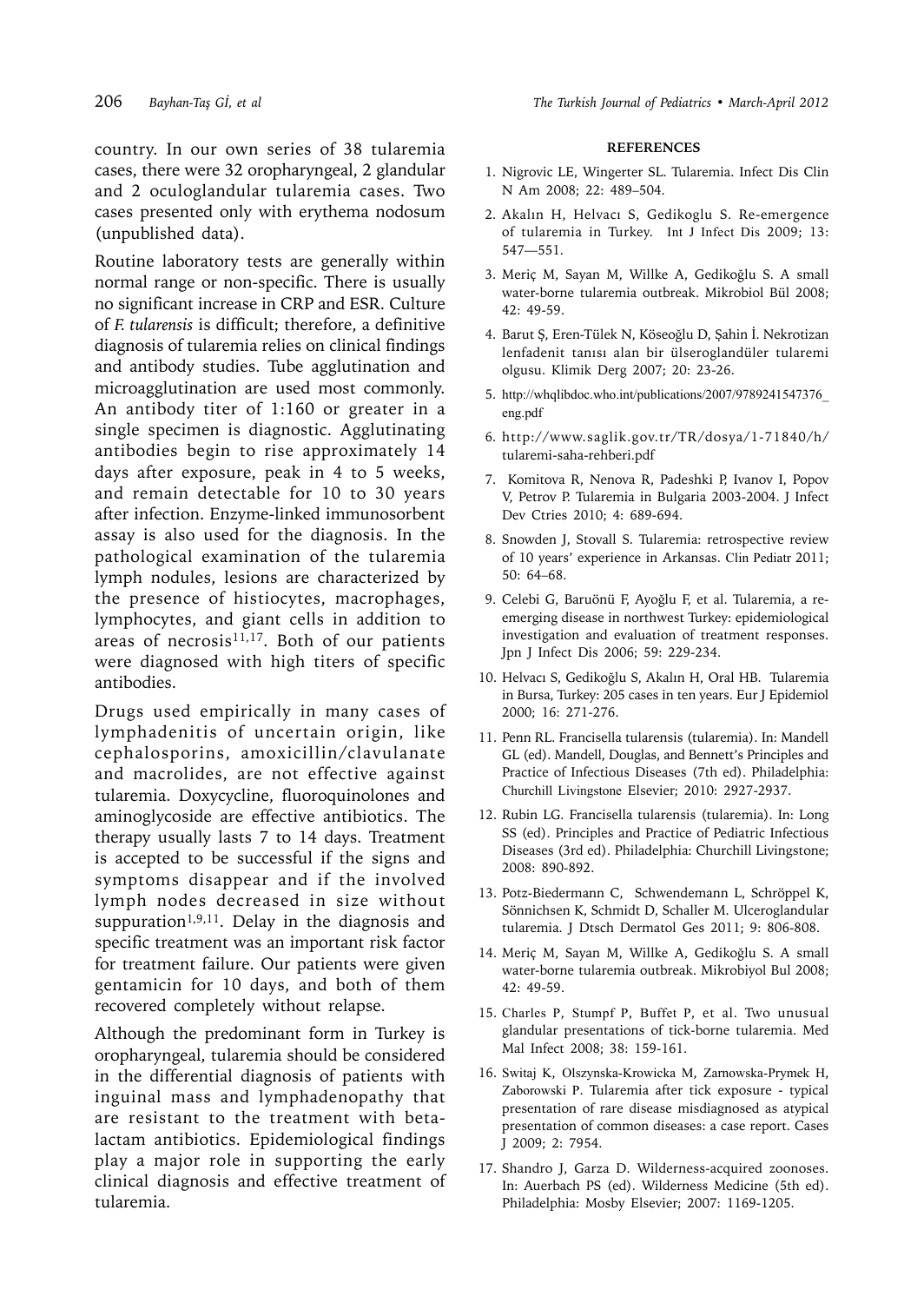country. In our own series of 38 tularemia cases, there were 32 oropharyngeal, 2 glandular and 2 oculoglandular tularemia cases. Two cases presented only with erythema nodosum (unpublished data).

Routine laboratory tests are generally within normal range or non-specific. There is usually no significant increase in CRP and ESR. Culture of *F. tularensis* is difficult; therefore, a definitive diagnosis of tularemia relies on clinical findings and antibody studies. Tube agglutination and microagglutination are used most commonly. An antibody titer of 1:160 or greater in a single specimen is diagnostic. Agglutinating antibodies begin to rise approximately 14 days after exposure, peak in 4 to 5 weeks, and remain detectable for 10 to 30 years after infection. Enzyme-linked immunosorbent assay is also used for the diagnosis. In the pathological examination of the tularemia lymph nodules, lesions are characterized by the presence of histiocytes, macrophages, lymphocytes, and giant cells in addition to areas of necrosis[11,17]. Both of our patients were diagnosed with high titers of specific antibodies.

Drugs used empirically in many cases of lymphadenitis of uncertain origin, like cephalosporins, amoxicillin/clavulanate and macrolides, are not effective against tularemia. Doxycycline, fluoroquinolones and aminoglycoside are effective antibiotics. The therapy usually lasts 7 to 14 days. Treatment is accepted to be successful if the signs and symptoms disappear and if the involved lymph nodes decreased in size without suppuration[1,9,11]. Delay in the diagnosis and specific treatment was an important risk factor for treatment failure. Our patients were given gentamicin for 10 days, and both of them recovered completely without relapse.

Although the predominant form in Turkey is oropharyngeal, tularemia should be considered in the differential diagnosis of patients with inguinal mass and lymphadenopathy that are resistant to the treatment with beta-lactam antibiotics. Epidemiological findings play a major role in supporting the early clinical diagnosis and effective treatment of tularemia.

## REFERENCES

1. Nigrovic LE, Wingerter SL. Tularemia. Infect Dis Clin N Am 2008; 22: 489–504.
2. Akalın H, Helvacı S, Gedikoglu S. Re-emergence of tularemia in Turkey. Int J Infect Dis 2009; 13: 547—551.
3. Meriç M, Sayan M, Willke A, Gedikoğlu S. A small water-borne tularemia outbreak. Mikrobiol Bül 2008; 42: 49-59.
4. Barut Ş, Eren-Tülek N, Köseoğlu D, Şahin İ. Nekrotizan lenfadenit tanısı alan bir ülseroglandüler tularemi olgusu. Klimik Derg 2007; 20: 23-26.
5. http://whqlibdoc.who.int/publications/2007/9789241547376_eng.pdf
6. http://www.saglik.gov.tr/TR/dosya/1-71840/h/tularemi-saha-rehberi.pdf
7. Komitova R, Nenova R, Padeshki P, Ivanov I, Popov V, Petrov P. Tularemia in Bulgaria 2003-2004. J Infect Dev Ctries 2010; 4: 689-694.
8. Snowden J, Stovall S. Tularemia: retrospective review of 10 years' experience in Arkansas. Clin Pediatr 2011; 50: 64–68.
9. Celebi G, Baruönü F, Ayoğlu F, et al. Tularemia, a re-emerging disease in northwest Turkey: epidemiological investigation and evaluation of treatment responses. Jpn J Infect Dis 2006; 59: 229-234.
10. Helvacı S, Gedikoğlu S, Akalın H, Oral HB. Tularemia in Bursa, Turkey: 205 cases in ten years. Eur J Epidemiol 2000; 16: 271-276.
11. Penn RL. Francisella tularensis (tularemia). In: Mandell GL (ed). Mandell, Douglas, and Bennett's Principles and Practice of Infectious Diseases (7th ed). Philadelphia: Churchill Livingstone Elsevier; 2010: 2927-2937.
12. Rubin LG. Francisella tularensis (tularemia). In: Long SS (ed). Principles and Practice of Pediatric Infectious Diseases (3rd ed). Philadelphia: Churchill Livingstone; 2008: 890-892.
13. Potz-Biedermann C, Schwendemann L, Schröppel K, Sönnichsen K, Schmidt D, Schaller M. Ulceroglandular tularemia. J Dtsch Dermatol Ges 2011; 9: 806-808.
14. Meriç M, Sayan M, Willke A, Gedikoğlu S. A small water-borne tularemia outbreak. Mikrobiyol Bul 2008; 42: 49-59.
15. Charles P, Stumpf P, Buffet P, et al. Two unusual glandular presentations of tick-borne tularemia. Med Mal Infect 2008; 38: 159-161.
16. Switaj K, Olszynska-Krowicka M, Zarnowska-Prymek H, Zaborowski P. Tularemia after tick exposure - typical presentation of rare disease misdiagnosed as atypical presentation of common diseases: a case report. Cases J 2009; 2: 7954.
17. Shandro J, Garza D. Wilderness-acquired zoonoses. In: Auerbach PS (ed). Wilderness Medicine (5th ed). Philadelphia: Mosby Elsevier; 2007: 1169-1205.